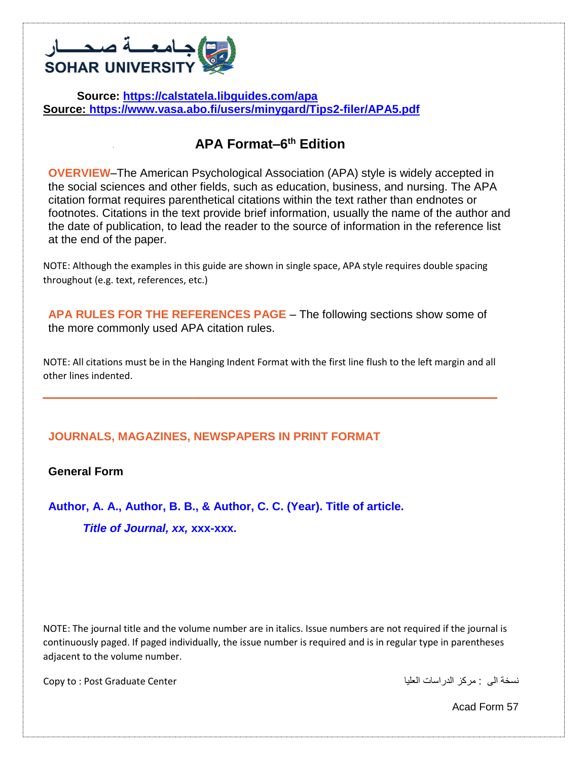جامعــة صحــار
SOHAR UNIVERSITY

**Source: https://calstatela.libguides.com/apa**
**Source: https://www.vasa.abo.fi/users/minygard/Tips2-filer/APA5.pdf**

# APA Format–6th Edition

**OVERVIEW**–The American Psychological Association (APA) style is widely accepted in the social sciences and other fields, such as education, business, and nursing. The APA citation format requires parenthetical citations within the text rather than endnotes or footnotes. Citations in the text provide brief information, usually the name of the author and the date of publication, to lead the reader to the source of information in the reference list at the end of the paper.

NOTE: Although the examples in this guide are shown in single space, APA style requires double spacing throughout (e.g. text, references, etc.)

**APA RULES FOR THE REFERENCES PAGE** – The following sections show some of the more commonly used APA citation rules.

NOTE: All citations must be in the Hanging Indent Format with the first line flush to the left margin and all other lines indented.

---

## JOURNALS, MAGAZINES, NEWSPAPERS IN PRINT FORMAT

### General Form

**Author, A. A., Author, B. B., & Author, C. C. (Year). Title of article.**
**_Title of Journal, xx,_ xxx-xxx.**

NOTE: The journal title and the volume number are in italics. Issue numbers are not required if the journal is continuously paged. If paged individually, the issue number is required and is in regular type in parentheses adjacent to the volume number.

Copy to : Post Graduate Center

نسخة الى : مركز الدراسات العليا

Acad Form 57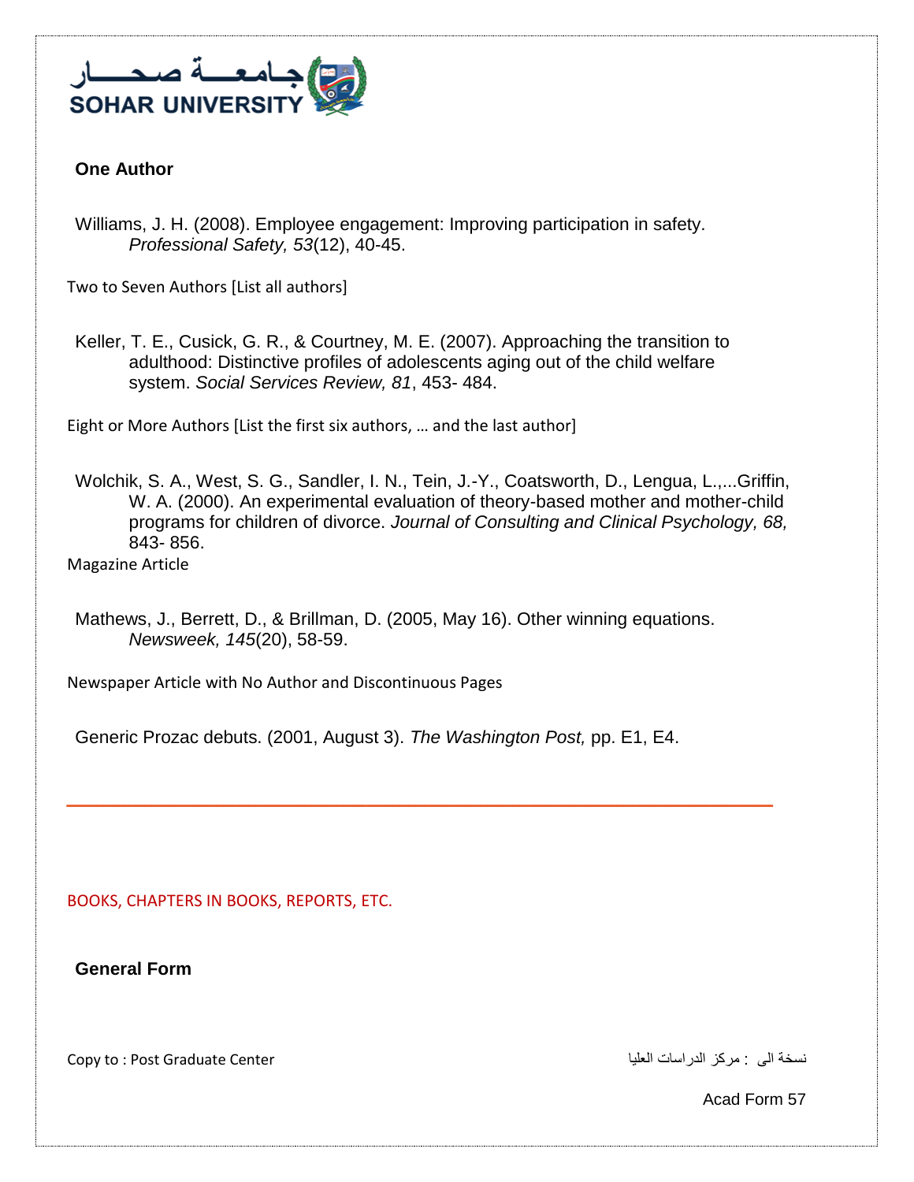**One Author**

Williams, J. H. (2008). Employee engagement: Improving participation in safety. *Professional Safety, 53*(12), 40-45.

Two to Seven Authors [List all authors]

Keller, T. E., Cusick, G. R., & Courtney, M. E. (2007). Approaching the transition to adulthood: Distinctive profiles of adolescents aging out of the child welfare system. *Social Services Review, 81*, 453- 484.

Eight or More Authors [List the first six authors, … and the last author]

Wolchik, S. A., West, S. G., Sandler, I. N., Tein, J.-Y., Coatsworth, D., Lengua, L.,...Griffin, W. A. (2000). An experimental evaluation of theory-based mother and mother-child programs for children of divorce. *Journal of Consulting and Clinical Psychology, 68,* 843- 856.

Magazine Article

Mathews, J., Berrett, D., & Brillman, D. (2005, May 16). Other winning equations. *Newsweek, 145*(20), 58-59.

Newspaper Article with No Author and Discontinuous Pages

Generic Prozac debuts. (2001, August 3). *The Washington Post,* pp. E1, E4.

---

BOOKS, CHAPTERS IN BOOKS, REPORTS, ETC.

**General Form**

Copy to : Post Graduate Center

نسخة الى : مركز الدراسات العليا

Acad Form 57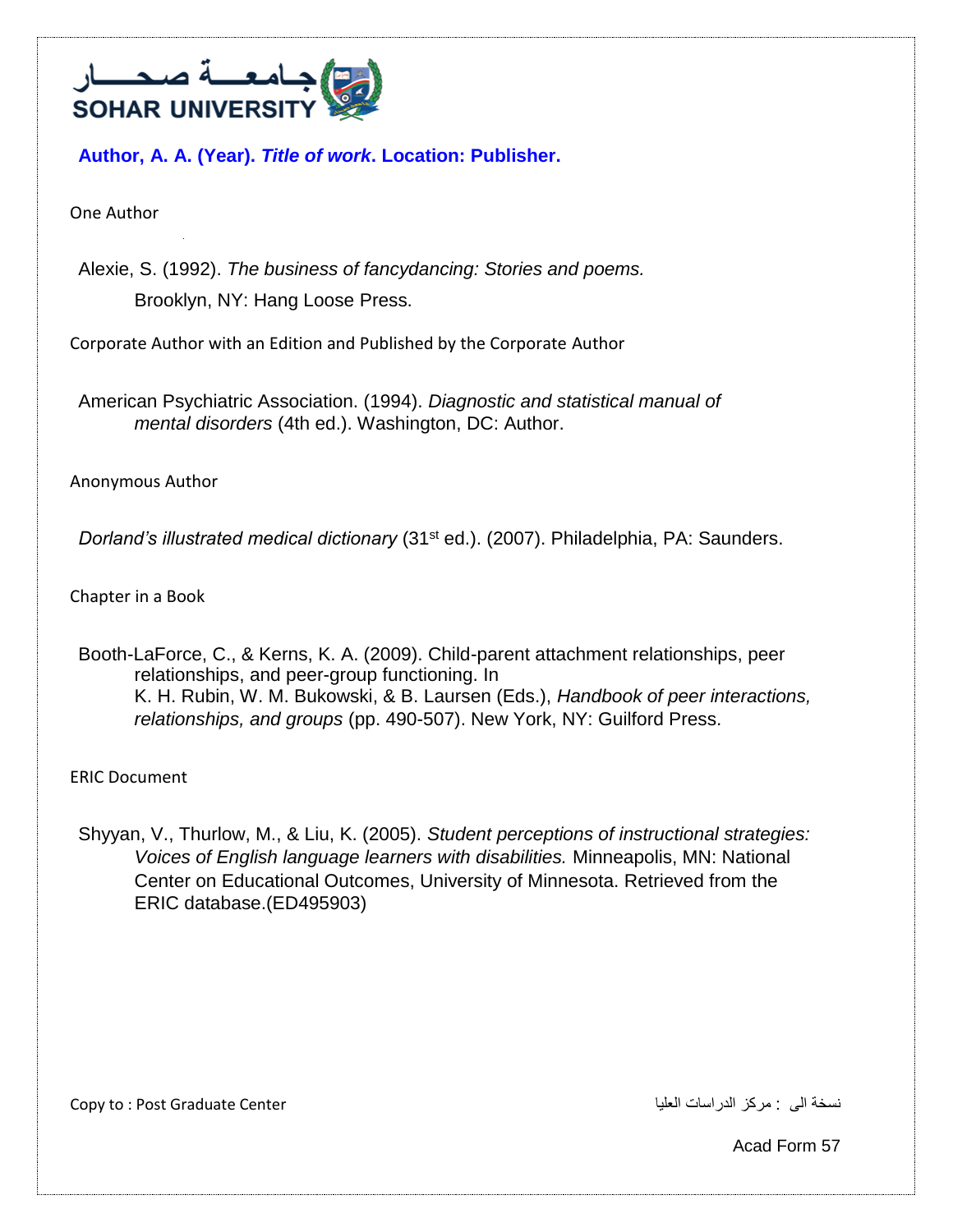**Author, A. A. (Year). *Title of work*. Location: Publisher.**

One Author

Alexie, S. (1992). *The business of fancydancing: Stories and poems.* Brooklyn, NY: Hang Loose Press.

Corporate Author with an Edition and Published by the Corporate Author

American Psychiatric Association. (1994). *Diagnostic and statistical manual of mental disorders* (4th ed.). Washington, DC: Author.

Anonymous Author

*Dorland's illustrated medical dictionary* (31st ed.). (2007). Philadelphia, PA: Saunders.

Chapter in a Book

Booth-LaForce, C., & Kerns, K. A. (2009). Child-parent attachment relationships, peer relationships, and peer-group functioning. In K. H. Rubin, W. M. Bukowski, & B. Laursen (Eds.), *Handbook of peer interactions, relationships, and groups* (pp. 490-507). New York, NY: Guilford Press.

ERIC Document

Shyyan, V., Thurlow, M., & Liu, K. (2005). *Student perceptions of instructional strategies: Voices of English language learners with disabilities.* Minneapolis, MN: National Center on Educational Outcomes, University of Minnesota. Retrieved from the ERIC database.(ED495903)

Copy to : Post Graduate Center

نسخة الى : مركز الدراسات العليا

Acad Form 57